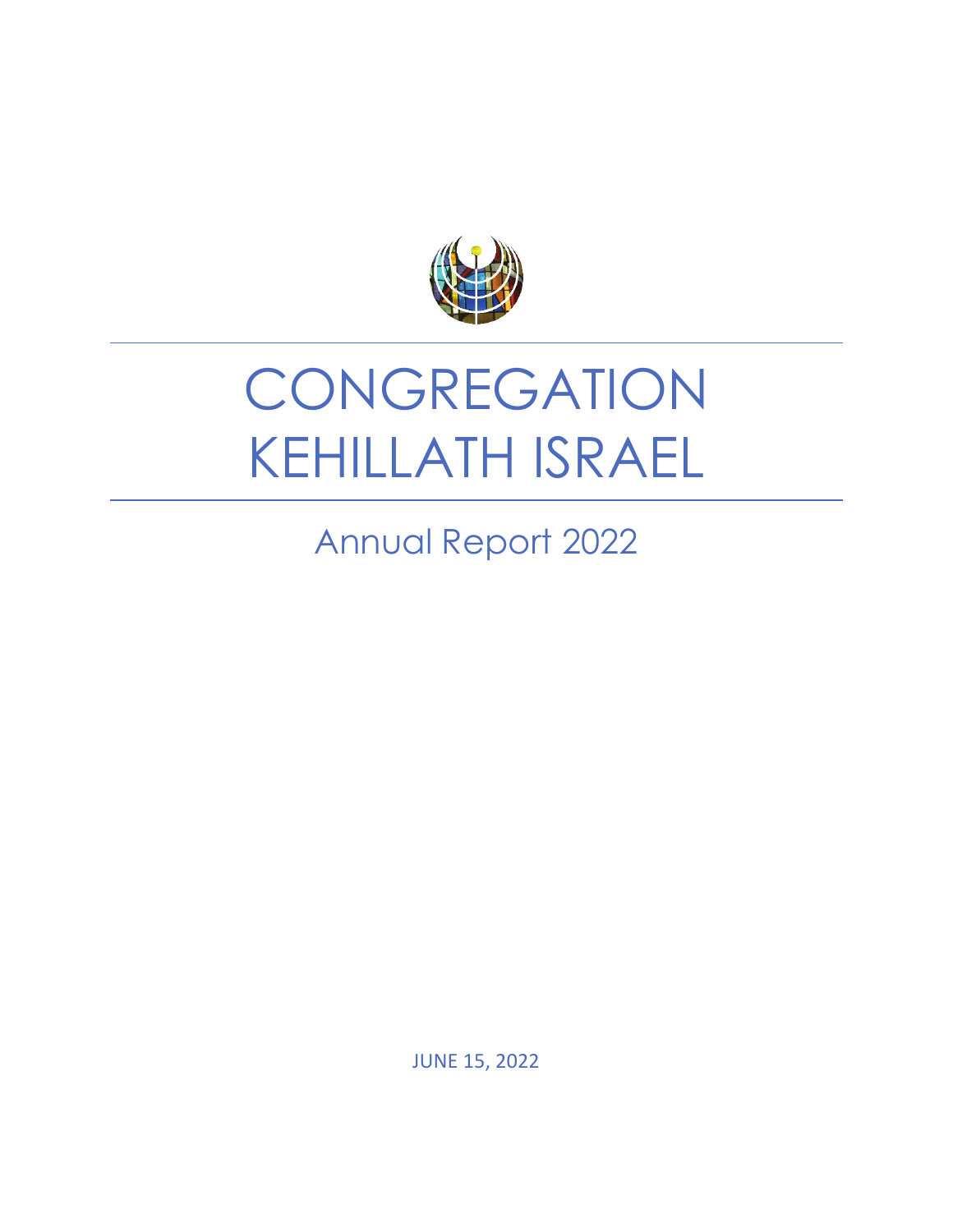# CONGREGATION KEHILLATH ISRAEL

## Annual Report 2022

JUNE 15, 2022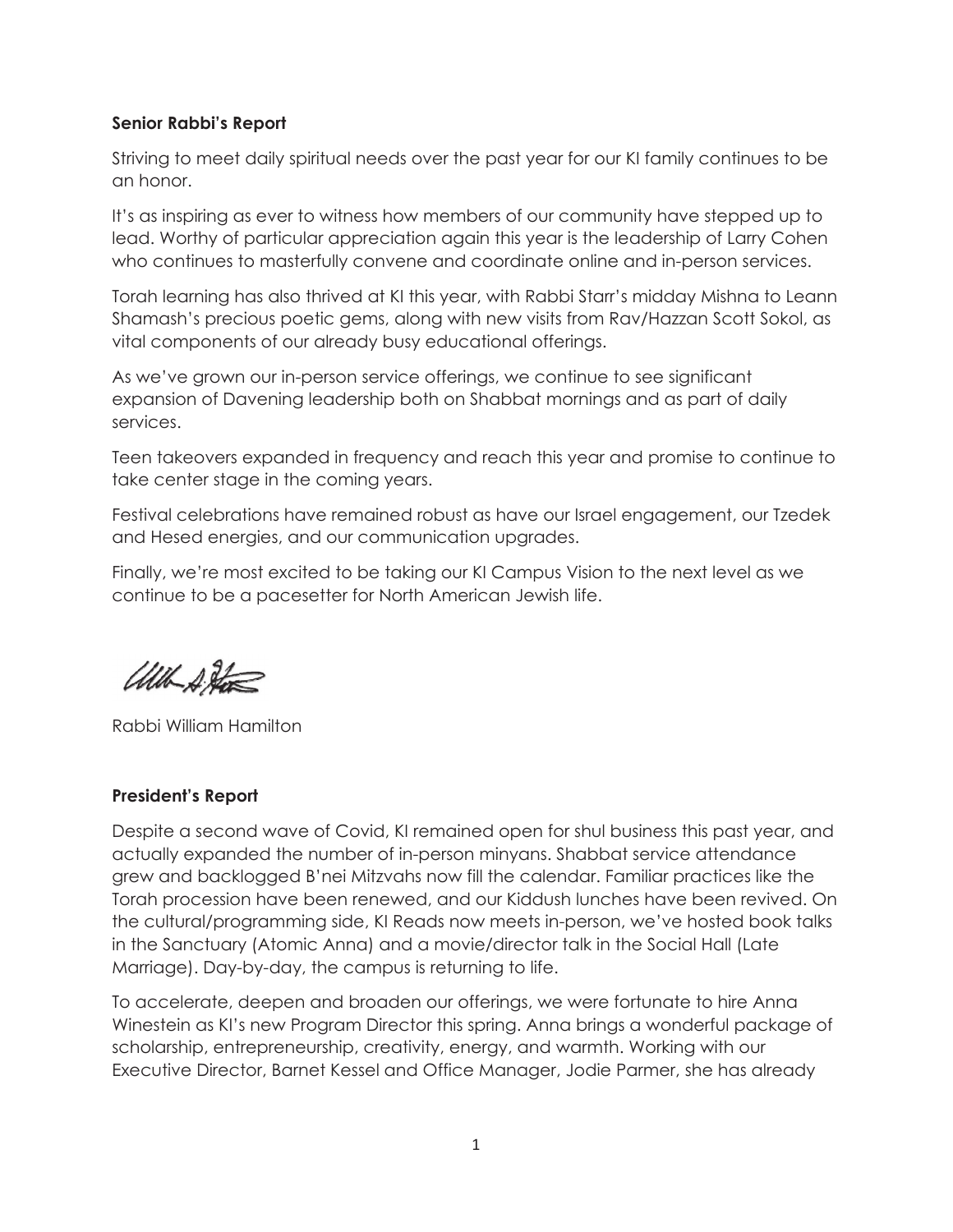**Senior Rabbi's Report**

Striving to meet daily spiritual needs over the past year for our KI family continues to be an honor.

It's as inspiring as ever to witness how members of our community have stepped up to lead. Worthy of particular appreciation again this year is the leadership of Larry Cohen who continues to masterfully convene and coordinate online and in-person services.

Torah learning has also thrived at KI this year, with Rabbi Starr's midday Mishna to Leann Shamash's precious poetic gems, along with new visits from Rav/Hazzan Scott Sokol, as vital components of our already busy educational offerings.

As we've grown our in-person service offerings, we continue to see significant expansion of Davening leadership both on Shabbat mornings and as part of daily services.

Teen takeovers expanded in frequency and reach this year and promise to continue to take center stage in the coming years.

Festival celebrations have remained robust as have our Israel engagement, our Tzedek and Hesed energies, and our communication upgrades.

Finally, we're most excited to be taking our KI Campus Vision to the next level as we continue to be a pacesetter for North American Jewish life.

Rabbi William Hamilton

**President's Report**

Despite a second wave of Covid, KI remained open for shul business this past year, and actually expanded the number of in-person minyans. Shabbat service attendance grew and backlogged B'nei Mitzvahs now fill the calendar. Familiar practices like the Torah procession have been renewed, and our Kiddush lunches have been revived. On the cultural/programming side, KI Reads now meets in-person, we've hosted book talks in the Sanctuary (Atomic Anna) and a movie/director talk in the Social Hall (Late Marriage). Day-by-day, the campus is returning to life.

To accelerate, deepen and broaden our offerings, we were fortunate to hire Anna Winestein as KI's new Program Director this spring. Anna brings a wonderful package of scholarship, entrepreneurship, creativity, energy, and warmth. Working with our Executive Director, Barnet Kessel and Office Manager, Jodie Parmer, she has already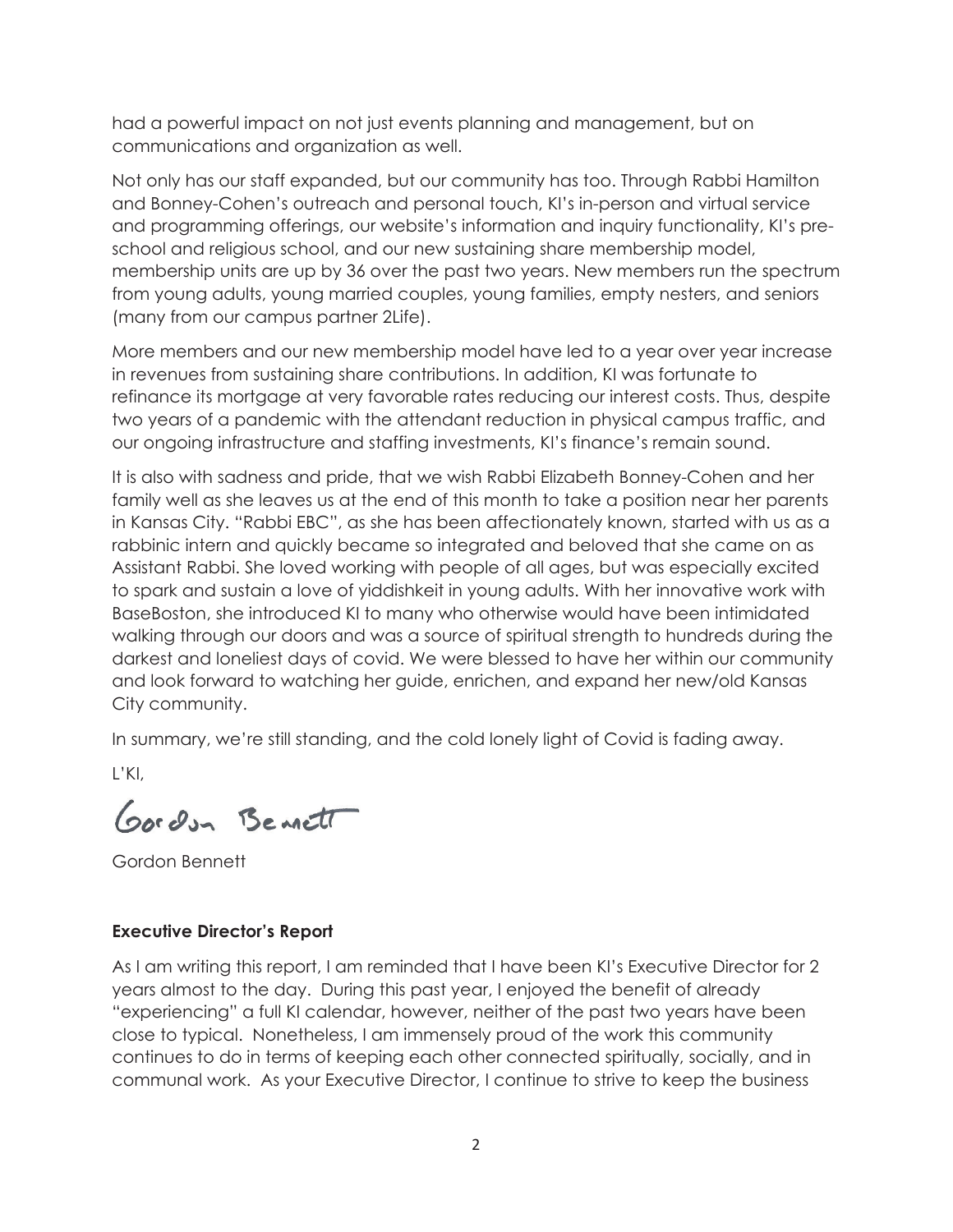had a powerful impact on not just events planning and management, but on communications and organization as well.

Not only has our staff expanded, but our community has too. Through Rabbi Hamilton and Bonney-Cohen's outreach and personal touch, KI's in-person and virtual service and programming offerings, our website's information and inquiry functionality, KI's pre-school and religious school, and our new sustaining share membership model, membership units are up by 36 over the past two years. New members run the spectrum from young adults, young married couples, young families, empty nesters, and seniors (many from our campus partner 2Life).

More members and our new membership model have led to a year over year increase in revenues from sustaining share contributions. In addition, KI was fortunate to refinance its mortgage at very favorable rates reducing our interest costs. Thus, despite two years of a pandemic with the attendant reduction in physical campus traffic, and our ongoing infrastructure and staffing investments, KI's finance's remain sound.

It is also with sadness and pride, that we wish Rabbi Elizabeth Bonney-Cohen and her family well as she leaves us at the end of this month to take a position near her parents in Kansas City. "Rabbi EBC", as she has been affectionately known, started with us as a rabbinic intern and quickly became so integrated and beloved that she came on as Assistant Rabbi. She loved working with people of all ages, but was especially excited to spark and sustain a love of yiddishkeit in young adults. With her innovative work with BaseBoston, she introduced KI to many who otherwise would have been intimidated walking through our doors and was a source of spiritual strength to hundreds during the darkest and loneliest days of covid. We were blessed to have her within our community and look forward to watching her guide, enrichen, and expand her new/old Kansas City community.

In summary, we're still standing, and the cold lonely light of Covid is fading away.

L'KI,

Gordon Bennett

Gordon Bennett

**Executive Director's Report**

As I am writing this report, I am reminded that I have been KI's Executive Director for 2 years almost to the day. During this past year, I enjoyed the benefit of already "experiencing" a full KI calendar, however, neither of the past two years have been close to typical. Nonetheless, I am immensely proud of the work this community continues to do in terms of keeping each other connected spiritually, socially, and in communal work. As your Executive Director, I continue to strive to keep the business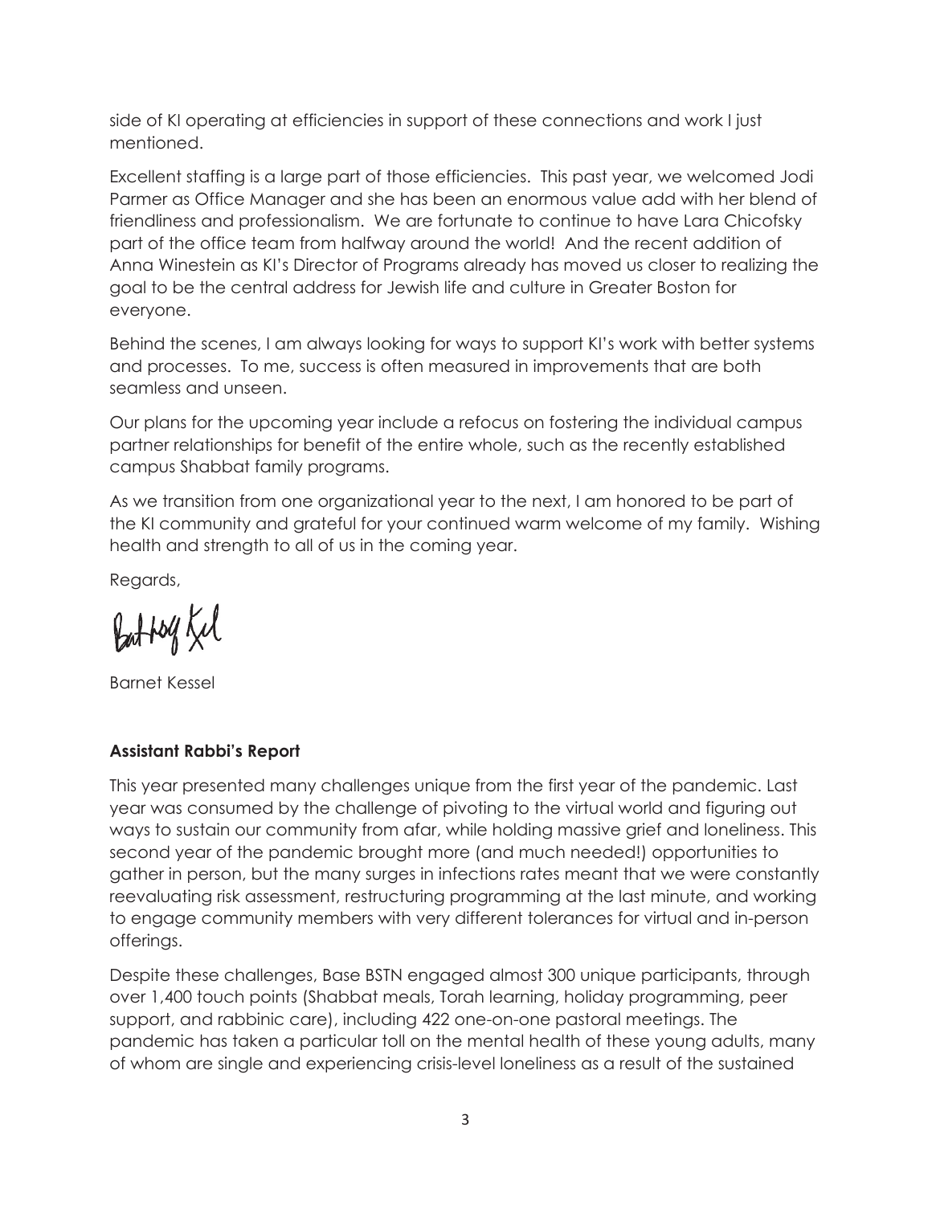side of KI operating at efficiencies in support of these connections and work I just mentioned.

Excellent staffing is a large part of those efficiencies. This past year, we welcomed Jodi Parmer as Office Manager and she has been an enormous value add with her blend of friendliness and professionalism. We are fortunate to continue to have Lara Chicofsky part of the office team from halfway around the world! And the recent addition of Anna Winestein as KI's Director of Programs already has moved us closer to realizing the goal to be the central address for Jewish life and culture in Greater Boston for everyone.

Behind the scenes, I am always looking for ways to support KI's work with better systems and processes. To me, success is often measured in improvements that are both seamless and unseen.

Our plans for the upcoming year include a refocus on fostering the individual campus partner relationships for benefit of the entire whole, such as the recently established campus Shabbat family programs.

As we transition from one organizational year to the next, I am honored to be part of the KI community and grateful for your continued warm welcome of my family. Wishing health and strength to all of us in the coming year.

Regards,

Barnet Kessel

**Assistant Rabbi's Report**

This year presented many challenges unique from the first year of the pandemic. Last year was consumed by the challenge of pivoting to the virtual world and figuring out ways to sustain our community from afar, while holding massive grief and loneliness. This second year of the pandemic brought more (and much needed!) opportunities to gather in person, but the many surges in infections rates meant that we were constantly reevaluating risk assessment, restructuring programming at the last minute, and working to engage community members with very different tolerances for virtual and in-person offerings.

Despite these challenges, Base BSTN engaged almost 300 unique participants, through over 1,400 touch points (Shabbat meals, Torah learning, holiday programming, peer support, and rabbinic care), including 422 one-on-one pastoral meetings. The pandemic has taken a particular toll on the mental health of these young adults, many of whom are single and experiencing crisis-level loneliness as a result of the sustained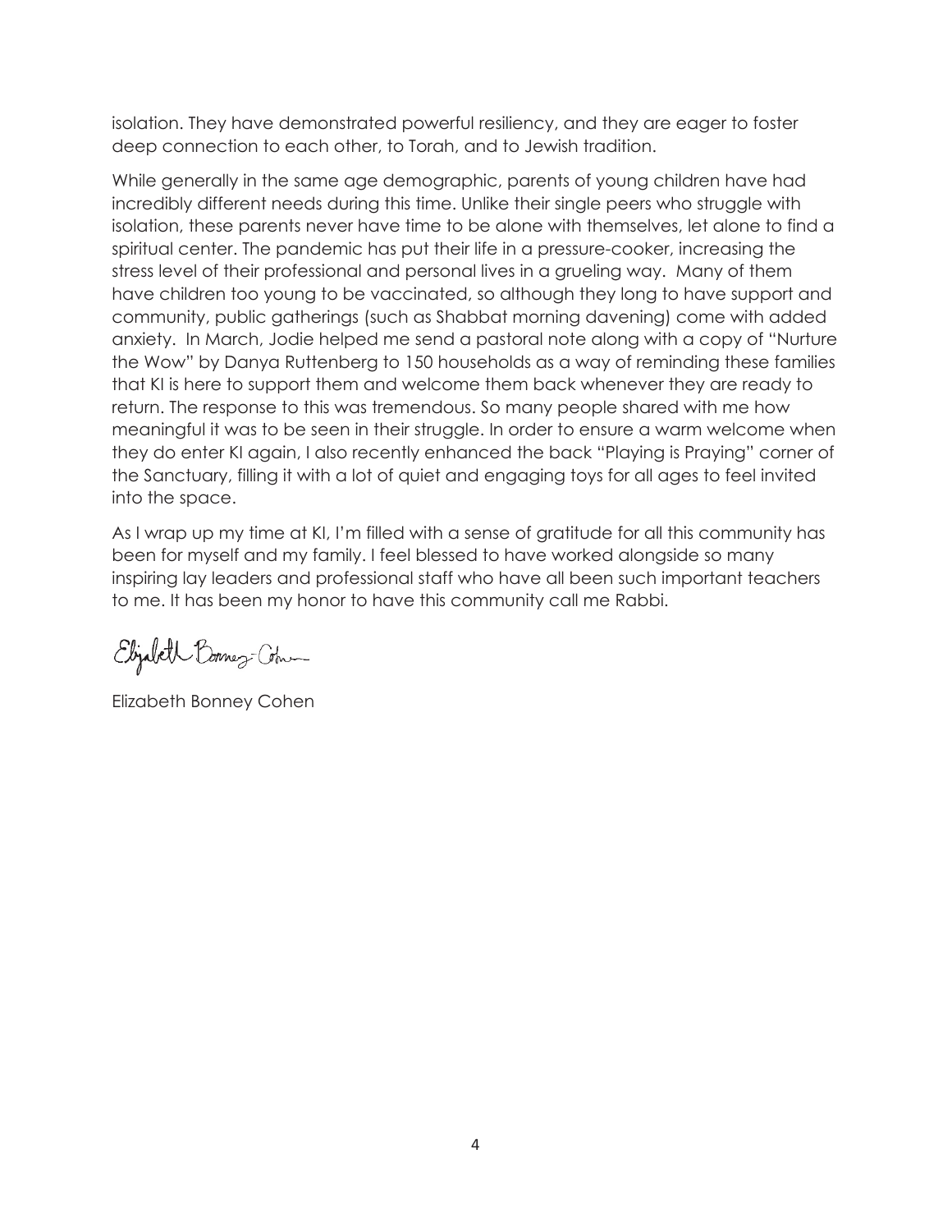isolation. They have demonstrated powerful resiliency, and they are eager to foster deep connection to each other, to Torah, and to Jewish tradition.

While generally in the same age demographic, parents of young children have had incredibly different needs during this time. Unlike their single peers who struggle with isolation, these parents never have time to be alone with themselves, let alone to find a spiritual center. The pandemic has put their life in a pressure-cooker, increasing the stress level of their professional and personal lives in a grueling way. Many of them have children too young to be vaccinated, so although they long to have support and community, public gatherings (such as Shabbat morning davening) come with added anxiety. In March, Jodie helped me send a pastoral note along with a copy of "Nurture the Wow" by Danya Ruttenberg to 150 households as a way of reminding these families that KI is here to support them and welcome them back whenever they are ready to return. The response to this was tremendous. So many people shared with me how meaningful it was to be seen in their struggle. In order to ensure a warm welcome when they do enter KI again, I also recently enhanced the back "Playing is Praying" corner of the Sanctuary, filling it with a lot of quiet and engaging toys for all ages to feel invited into the space.

As I wrap up my time at KI, I'm filled with a sense of gratitude for all this community has been for myself and my family. I feel blessed to have worked alongside so many inspiring lay leaders and professional staff who have all been such important teachers to me. It has been my honor to have this community call me Rabbi.

Elizabeth Bonney-Cohen

Elizabeth Bonney Cohen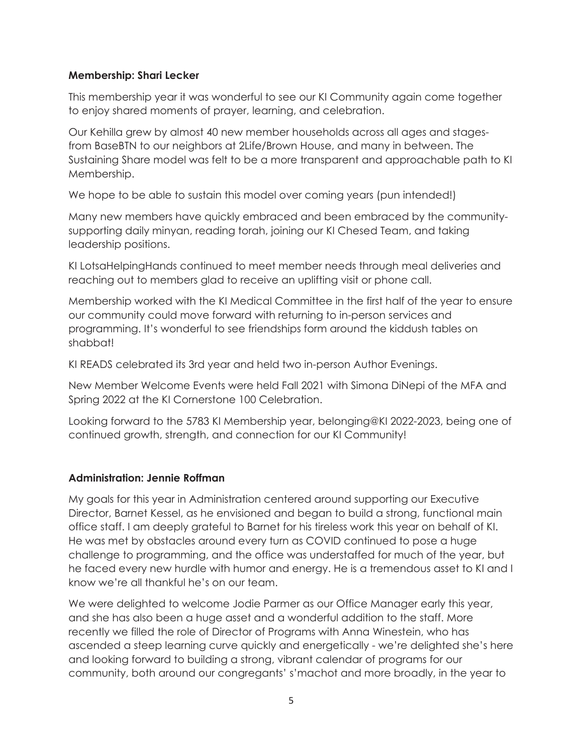**Membership: Shari Lecker**

This membership year it was wonderful to see our KI Community again come together to enjoy shared moments of prayer, learning, and celebration.

Our Kehilla grew by almost 40 new member households across all ages and stages-from BaseBTN to our neighbors at 2Life/Brown House, and many in between. The Sustaining Share model was felt to be a more transparent and approachable path to KI Membership.

We hope to be able to sustain this model over coming years (pun intended!)

Many new members have quickly embraced and been embraced by the community-supporting daily minyan, reading torah, joining our KI Chesed Team, and taking leadership positions.

KI LotsaHelpingHands continued to meet member needs through meal deliveries and reaching out to members glad to receive an uplifting visit or phone call.

Membership worked with the KI Medical Committee in the first half of the year to ensure our community could move forward with returning to in-person services and programming. It's wonderful to see friendships form around the kiddush tables on shabbat!

KI READS celebrated its 3rd year and held two in-person Author Evenings.

New Member Welcome Events were held Fall 2021 with Simona DiNepi of the MFA and Spring 2022 at the KI Cornerstone 100 Celebration.

Looking forward to the 5783 KI Membership year, belonging@KI 2022-2023, being one of continued growth, strength, and connection for our KI Community!

**Administration: Jennie Roffman**

My goals for this year in Administration centered around supporting our Executive Director, Barnet Kessel, as he envisioned and began to build a strong, functional main office staff. I am deeply grateful to Barnet for his tireless work this year on behalf of KI. He was met by obstacles around every turn as COVID continued to pose a huge challenge to programming, and the office was understaffed for much of the year, but he faced every new hurdle with humor and energy. He is a tremendous asset to KI and I know we're all thankful he's on our team.

We were delighted to welcome Jodie Parmer as our Office Manager early this year, and she has also been a huge asset and a wonderful addition to the staff. More recently we filled the role of Director of Programs with Anna Winestein, who has ascended a steep learning curve quickly and energetically - we're delighted she's here and looking forward to building a strong, vibrant calendar of programs for our community, both around our congregants' s'machot and more broadly, in the year to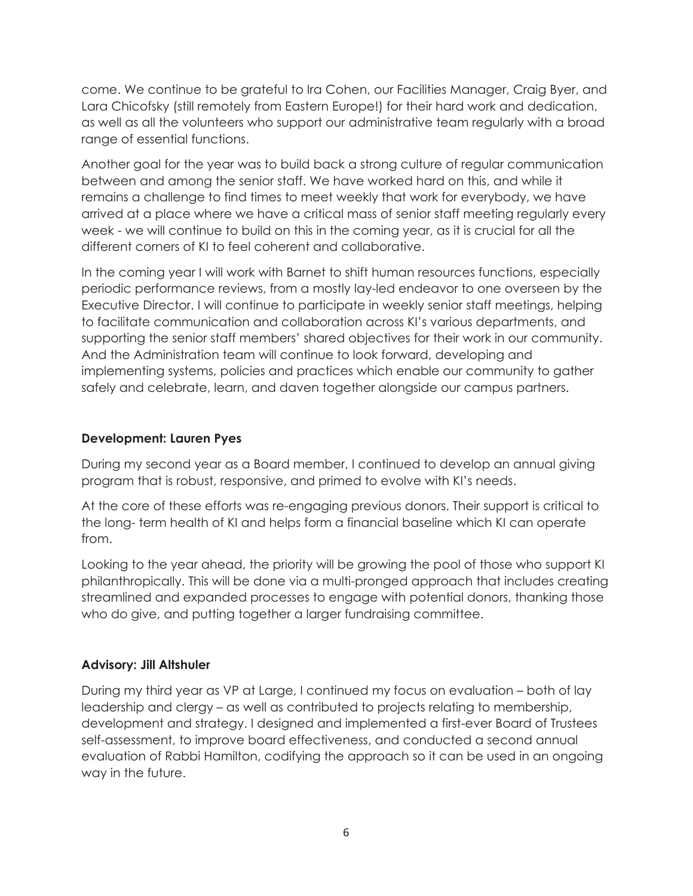come. We continue to be grateful to Ira Cohen, our Facilities Manager, Craig Byer, and Lara Chicofsky (still remotely from Eastern Europe!) for their hard work and dedication, as well as all the volunteers who support our administrative team regularly with a broad range of essential functions.

Another goal for the year was to build back a strong culture of regular communication between and among the senior staff. We have worked hard on this, and while it remains a challenge to find times to meet weekly that work for everybody, we have arrived at a place where we have a critical mass of senior staff meeting regularly every week - we will continue to build on this in the coming year, as it is crucial for all the different corners of KI to feel coherent and collaborative.

In the coming year I will work with Barnet to shift human resources functions, especially periodic performance reviews, from a mostly lay-led endeavor to one overseen by the Executive Director. I will continue to participate in weekly senior staff meetings, helping to facilitate communication and collaboration across KI's various departments, and supporting the senior staff members' shared objectives for their work in our community. And the Administration team will continue to look forward, developing and implementing systems, policies and practices which enable our community to gather safely and celebrate, learn, and daven together alongside our campus partners.

**Development: Lauren Pyes**

During my second year as a Board member, I continued to develop an annual giving program that is robust, responsive, and primed to evolve with KI's needs.

At the core of these efforts was re-engaging previous donors. Their support is critical to the long- term health of KI and helps form a financial baseline which KI can operate from.

Looking to the year ahead, the priority will be growing the pool of those who support KI philanthropically. This will be done via a multi-pronged approach that includes creating streamlined and expanded processes to engage with potential donors, thanking those who do give, and putting together a larger fundraising committee.

**Advisory: Jill Altshuler**

During my third year as VP at Large, I continued my focus on evaluation – both of lay leadership and clergy – as well as contributed to projects relating to membership, development and strategy. I designed and implemented a first-ever Board of Trustees self-assessment, to improve board effectiveness, and conducted a second annual evaluation of Rabbi Hamilton, codifying the approach so it can be used in an ongoing way in the future.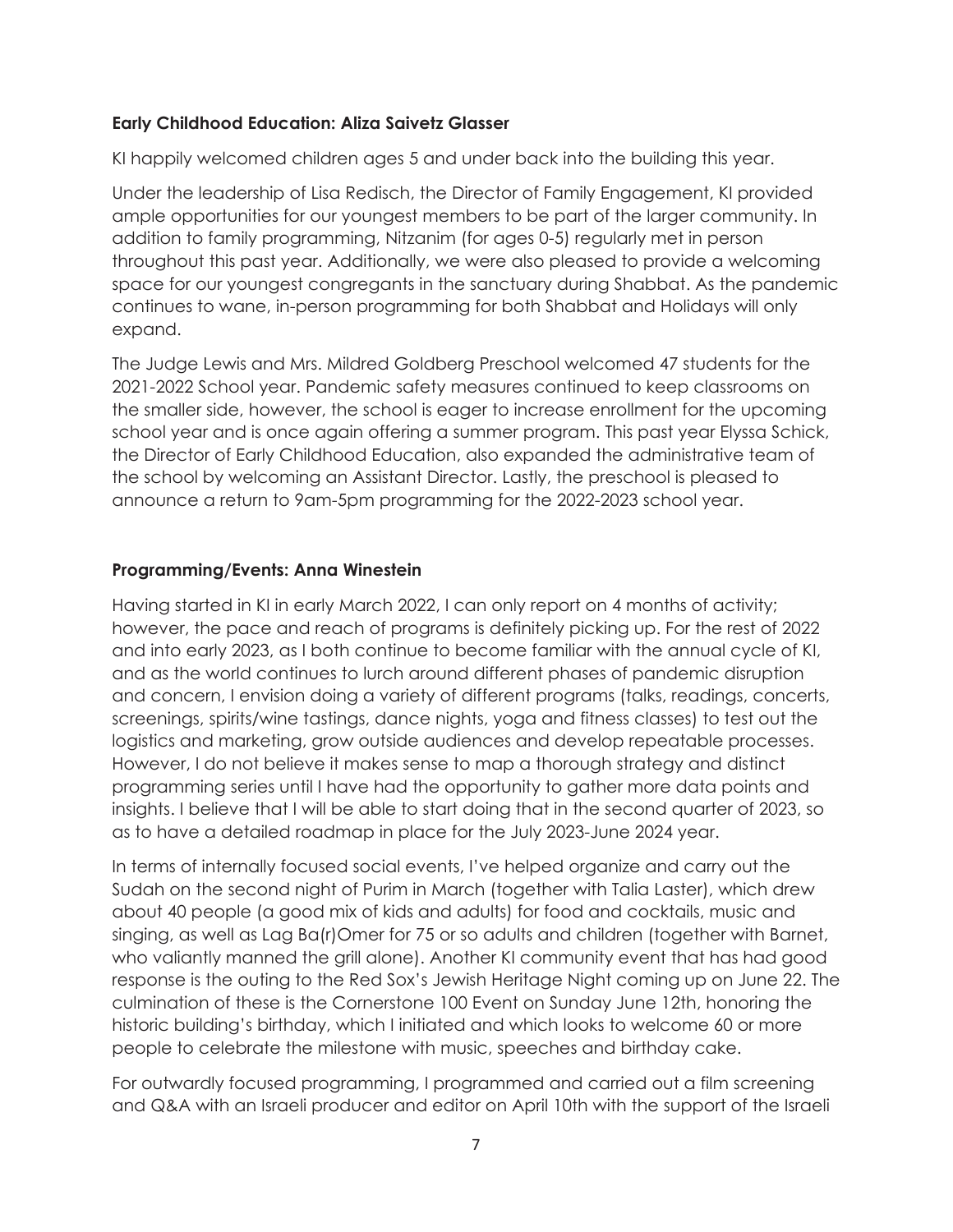**Early Childhood Education: Aliza Saivetz Glasser**

KI happily welcomed children ages 5 and under back into the building this year.

Under the leadership of Lisa Redisch, the Director of Family Engagement, KI provided ample opportunities for our youngest members to be part of the larger community. In addition to family programming, Nitzanim (for ages 0-5) regularly met in person throughout this past year. Additionally, we were also pleased to provide a welcoming space for our youngest congregants in the sanctuary during Shabbat. As the pandemic continues to wane, in-person programming for both Shabbat and Holidays will only expand.

The Judge Lewis and Mrs. Mildred Goldberg Preschool welcomed 47 students for the 2021-2022 School year. Pandemic safety measures continued to keep classrooms on the smaller side, however, the school is eager to increase enrollment for the upcoming school year and is once again offering a summer program. This past year Elyssa Schick, the Director of Early Childhood Education, also expanded the administrative team of the school by welcoming an Assistant Director. Lastly, the preschool is pleased to announce a return to 9am-5pm programming for the 2022-2023 school year.

**Programming/Events: Anna Winestein**

Having started in KI in early March 2022, I can only report on 4 months of activity; however, the pace and reach of programs is definitely picking up. For the rest of 2022 and into early 2023, as I both continue to become familiar with the annual cycle of KI, and as the world continues to lurch around different phases of pandemic disruption and concern, I envision doing a variety of different programs (talks, readings, concerts, screenings, spirits/wine tastings, dance nights, yoga and fitness classes) to test out the logistics and marketing, grow outside audiences and develop repeatable processes. However, I do not believe it makes sense to map a thorough strategy and distinct programming series until I have had the opportunity to gather more data points and insights. I believe that I will be able to start doing that in the second quarter of 2023, so as to have a detailed roadmap in place for the July 2023-June 2024 year.

In terms of internally focused social events, I've helped organize and carry out the Sudah on the second night of Purim in March (together with Talia Laster), which drew about 40 people (a good mix of kids and adults) for food and cocktails, music and singing, as well as Lag Ba(r)Omer for 75 or so adults and children (together with Barnet, who valiantly manned the grill alone). Another KI community event that has had good response is the outing to the Red Sox's Jewish Heritage Night coming up on June 22. The culmination of these is the Cornerstone 100 Event on Sunday June 12th, honoring the historic building's birthday, which I initiated and which looks to welcome 60 or more people to celebrate the milestone with music, speeches and birthday cake.

For outwardly focused programming, I programmed and carried out a film screening and Q&A with an Israeli producer and editor on April 10th with the support of the Israeli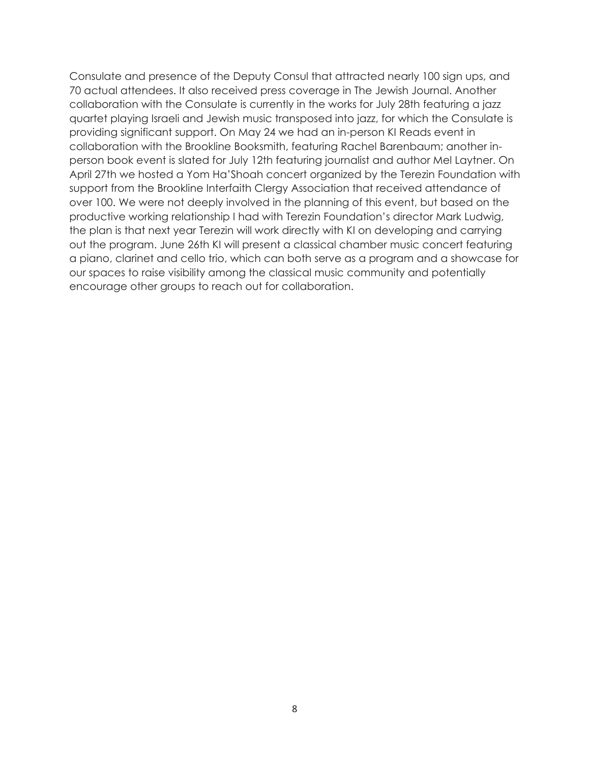Consulate and presence of the Deputy Consul that attracted nearly 100 sign ups, and 70 actual attendees. It also received press coverage in The Jewish Journal. Another collaboration with the Consulate is currently in the works for July 28th featuring a jazz quartet playing Israeli and Jewish music transposed into jazz, for which the Consulate is providing significant support. On May 24 we had an in-person KI Reads event in collaboration with the Brookline Booksmith, featuring Rachel Barenbaum; another in-person book event is slated for July 12th featuring journalist and author Mel Laytner. On April 27th we hosted a Yom Ha'Shoah concert organized by the Terezin Foundation with support from the Brookline Interfaith Clergy Association that received attendance of over 100. We were not deeply involved in the planning of this event, but based on the productive working relationship I had with Terezin Foundation's director Mark Ludwig, the plan is that next year Terezin will work directly with KI on developing and carrying out the program. June 26th KI will present a classical chamber music concert featuring a piano, clarinet and cello trio, which can both serve as a program and a showcase for our spaces to raise visibility among the classical music community and potentially encourage other groups to reach out for collaboration.